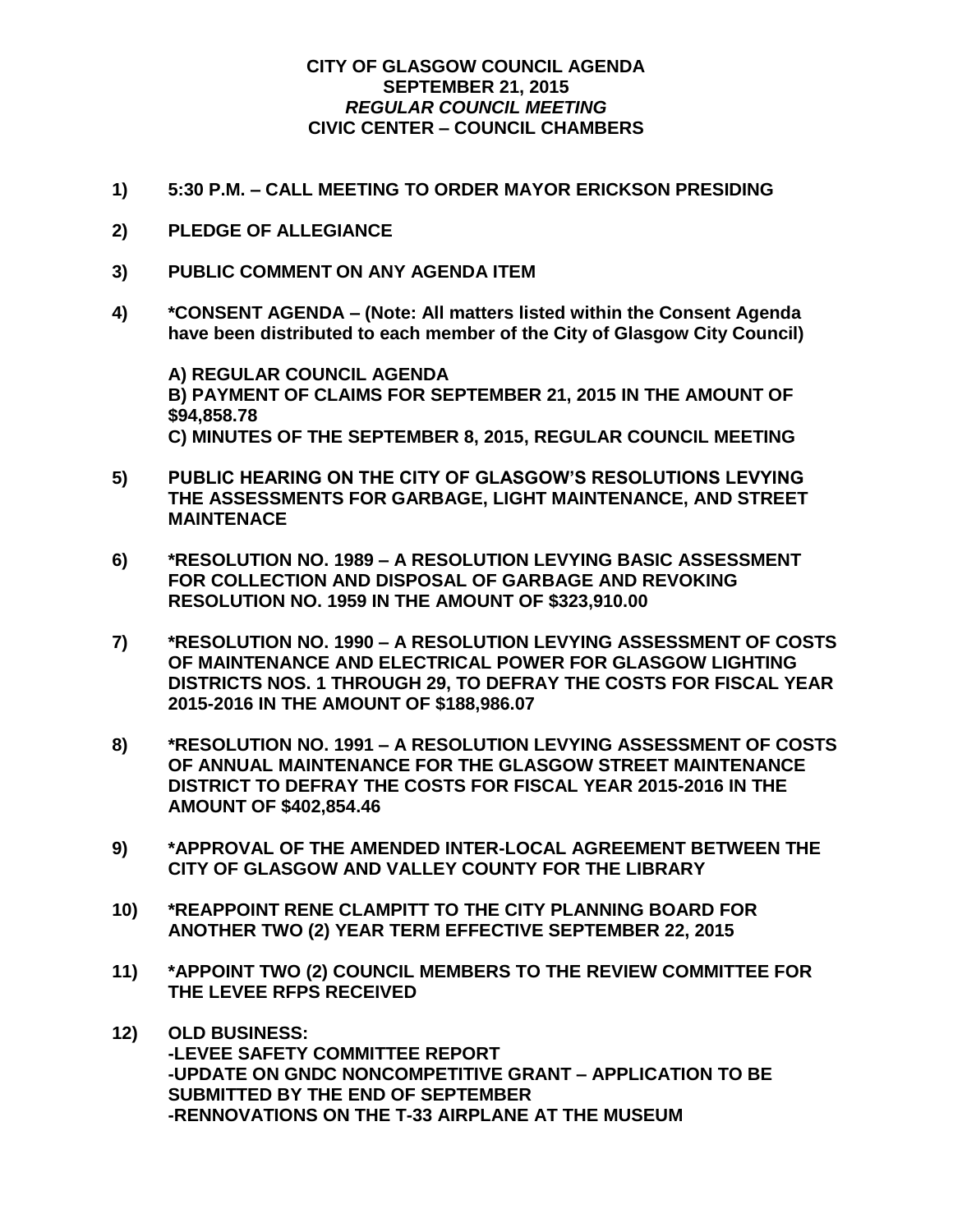**CITY OF GLASGOW COUNCIL AGENDA**
**SEPTEMBER 21, 2015**
***REGULAR COUNCIL MEETING***
**CIVIC CENTER – COUNCIL CHAMBERS**

**1) 5:30 P.M. – CALL MEETING TO ORDER MAYOR ERICKSON PRESIDING**

**2) PLEDGE OF ALLEGIANCE**

**3) PUBLIC COMMENT ON ANY AGENDA ITEM**

**4) *CONSENT AGENDA – (Note: All matters listed within the Consent Agenda have been distributed to each member of the City of Glasgow City Council)**

**A) REGULAR COUNCIL AGENDA**
**B) PAYMENT OF CLAIMS FOR SEPTEMBER 21, 2015 IN THE AMOUNT OF $94,858.78**
**C) MINUTES OF THE SEPTEMBER 8, 2015, REGULAR COUNCIL MEETING**

**5) PUBLIC HEARING ON THE CITY OF GLASGOW'S RESOLUTIONS LEVYING THE ASSESSMENTS FOR GARBAGE, LIGHT MAINTENANCE, AND STREET MAINTENACE**

**6) *RESOLUTION NO. 1989 – A RESOLUTION LEVYING BASIC ASSESSMENT FOR COLLECTION AND DISPOSAL OF GARBAGE AND REVOKING RESOLUTION NO. 1959 IN THE AMOUNT OF $323,910.00**

**7) *RESOLUTION NO. 1990 – A RESOLUTION LEVYING ASSESSMENT OF COSTS OF MAINTENANCE AND ELECTRICAL POWER FOR GLASGOW LIGHTING DISTRICTS NOS. 1 THROUGH 29, TO DEFRAY THE COSTS FOR FISCAL YEAR 2015-2016 IN THE AMOUNT OF $188,986.07**

**8) *RESOLUTION NO. 1991 – A RESOLUTION LEVYING ASSESSMENT OF COSTS OF ANNUAL MAINTENANCE FOR THE GLASGOW STREET MAINTENANCE DISTRICT TO DEFRAY THE COSTS FOR FISCAL YEAR 2015-2016 IN THE AMOUNT OF $402,854.46**

**9) *APPROVAL OF THE AMENDED INTER-LOCAL AGREEMENT BETWEEN THE CITY OF GLASGOW AND VALLEY COUNTY FOR THE LIBRARY**

**10) *REAPPOINT RENE CLAMPITT TO THE CITY PLANNING BOARD FOR ANOTHER TWO (2) YEAR TERM EFFECTIVE SEPTEMBER 22, 2015**

**11) *APPOINT TWO (2) COUNCIL MEMBERS TO THE REVIEW COMMITTEE FOR THE LEVEE RFPS RECEIVED**

**12) OLD BUSINESS:**
**-LEVEE SAFETY COMMITTEE REPORT**
**-UPDATE ON GNDC NONCOMPETITIVE GRANT – APPLICATION TO BE SUBMITTED BY THE END OF SEPTEMBER**
**-RENNOVATIONS ON THE T-33 AIRPLANE AT THE MUSEUM**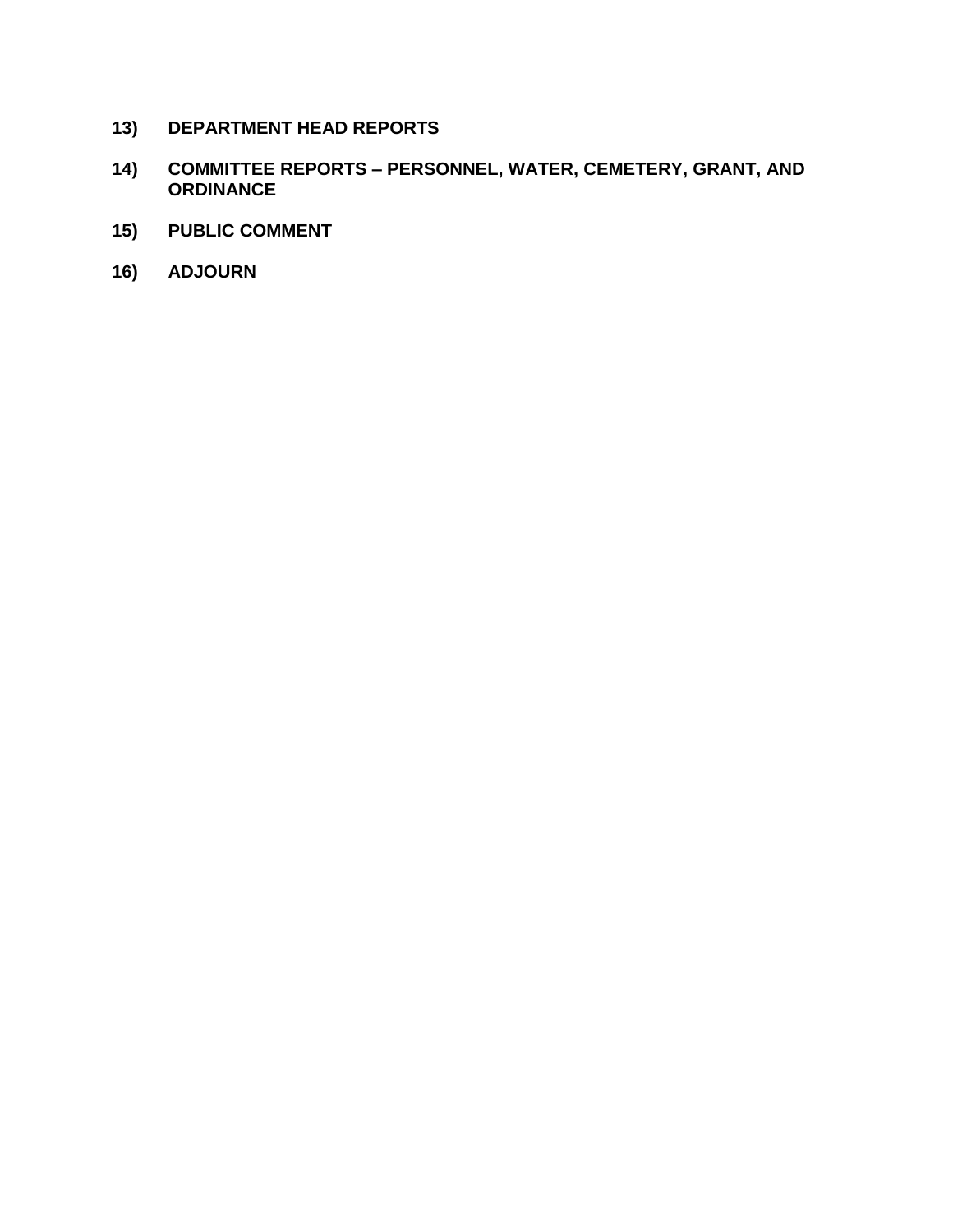**13) DEPARTMENT HEAD REPORTS**

**14) COMMITTEE REPORTS – PERSONNEL, WATER, CEMETERY, GRANT, AND ORDINANCE**

**15) PUBLIC COMMENT**

**16) ADJOURN**